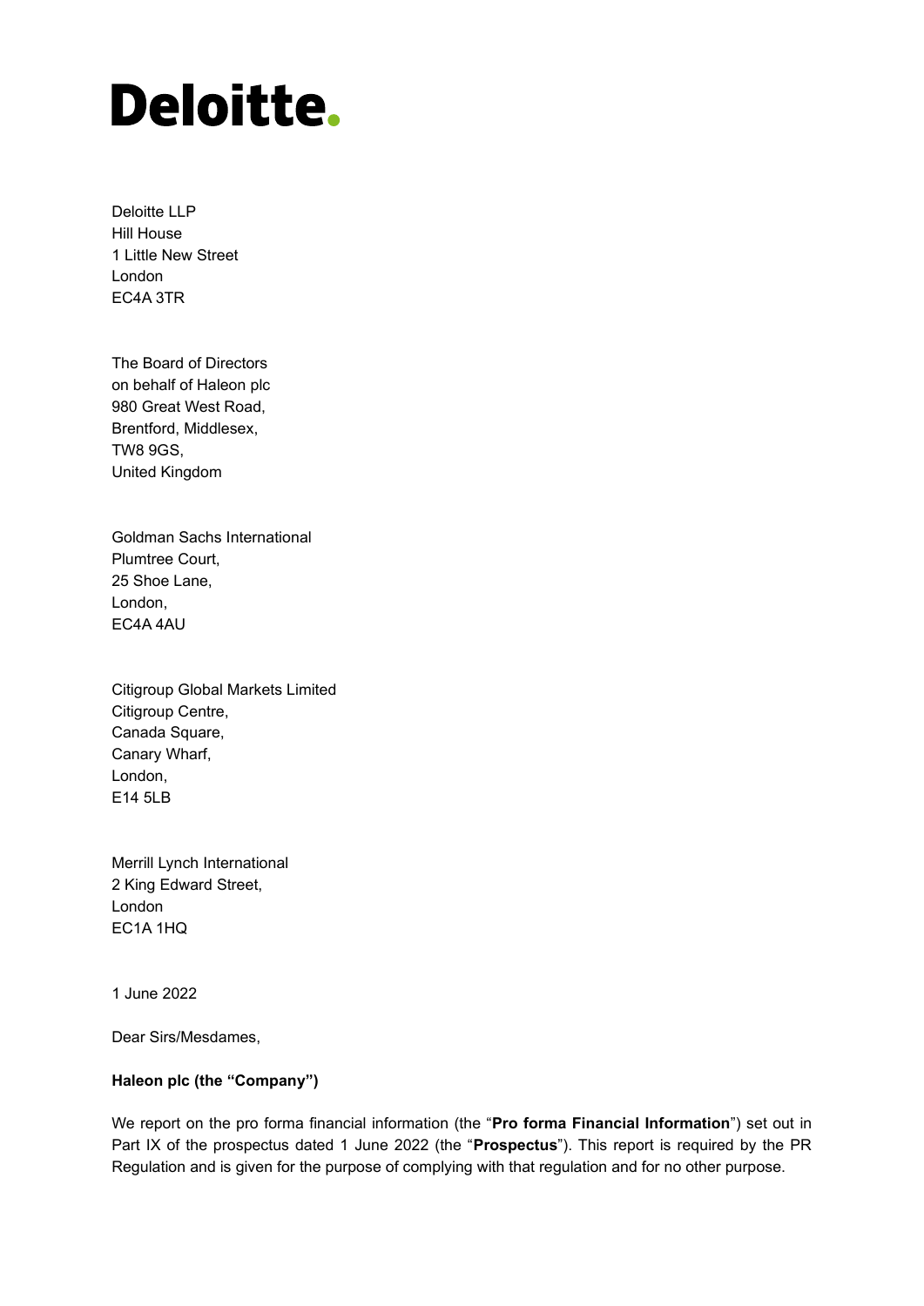# Deloitte.

Deloitte LLP
Hill House
1 Little New Street
London
EC4A 3TR

The Board of Directors
on behalf of Haleon plc
980 Great West Road,
Brentford, Middlesex,
TW8 9GS,
United Kingdom

Goldman Sachs International
Plumtree Court,
25 Shoe Lane,
London,
EC4A 4AU

Citigroup Global Markets Limited
Citigroup Centre,
Canada Square,
Canary Wharf,
London,
E14 5LB

Merrill Lynch International
2 King Edward Street,
London
EC1A 1HQ

1 June 2022

Dear Sirs/Mesdames,

**Haleon plc (the "Company")**

We report on the pro forma financial information (the "**Pro forma Financial Information**") set out in Part IX of the prospectus dated 1 June 2022 (the "**Prospectus**"). This report is required by the PR Regulation and is given for the purpose of complying with that regulation and for no other purpose.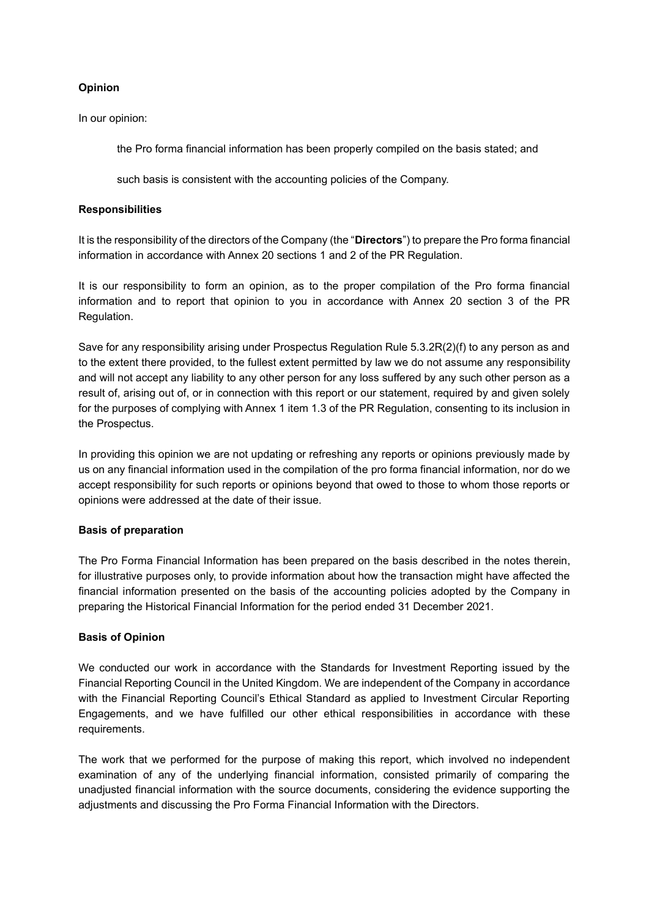**Opinion**

In our opinion:

the Pro forma financial information has been properly compiled on the basis stated; and

such basis is consistent with the accounting policies of the Company.

**Responsibilities**

It is the responsibility of the directors of the Company (the "**Directors**") to prepare the Pro forma financial information in accordance with Annex 20 sections 1 and 2 of the PR Regulation.

It is our responsibility to form an opinion, as to the proper compilation of the Pro forma financial information and to report that opinion to you in accordance with Annex 20 section 3 of the PR Regulation.

Save for any responsibility arising under Prospectus Regulation Rule 5.3.2R(2)(f) to any person as and to the extent there provided, to the fullest extent permitted by law we do not assume any responsibility and will not accept any liability to any other person for any loss suffered by any such other person as a result of, arising out of, or in connection with this report or our statement, required by and given solely for the purposes of complying with Annex 1 item 1.3 of the PR Regulation, consenting to its inclusion in the Prospectus.

In providing this opinion we are not updating or refreshing any reports or opinions previously made by us on any financial information used in the compilation of the pro forma financial information, nor do we accept responsibility for such reports or opinions beyond that owed to those to whom those reports or opinions were addressed at the date of their issue.

**Basis of preparation**

The Pro Forma Financial Information has been prepared on the basis described in the notes therein, for illustrative purposes only, to provide information about how the transaction might have affected the financial information presented on the basis of the accounting policies adopted by the Company in preparing the Historical Financial Information for the period ended 31 December 2021.

**Basis of Opinion**

We conducted our work in accordance with the Standards for Investment Reporting issued by the Financial Reporting Council in the United Kingdom. We are independent of the Company in accordance with the Financial Reporting Council's Ethical Standard as applied to Investment Circular Reporting Engagements, and we have fulfilled our other ethical responsibilities in accordance with these requirements.

The work that we performed for the purpose of making this report, which involved no independent examination of any of the underlying financial information, consisted primarily of comparing the unadjusted financial information with the source documents, considering the evidence supporting the adjustments and discussing the Pro Forma Financial Information with the Directors.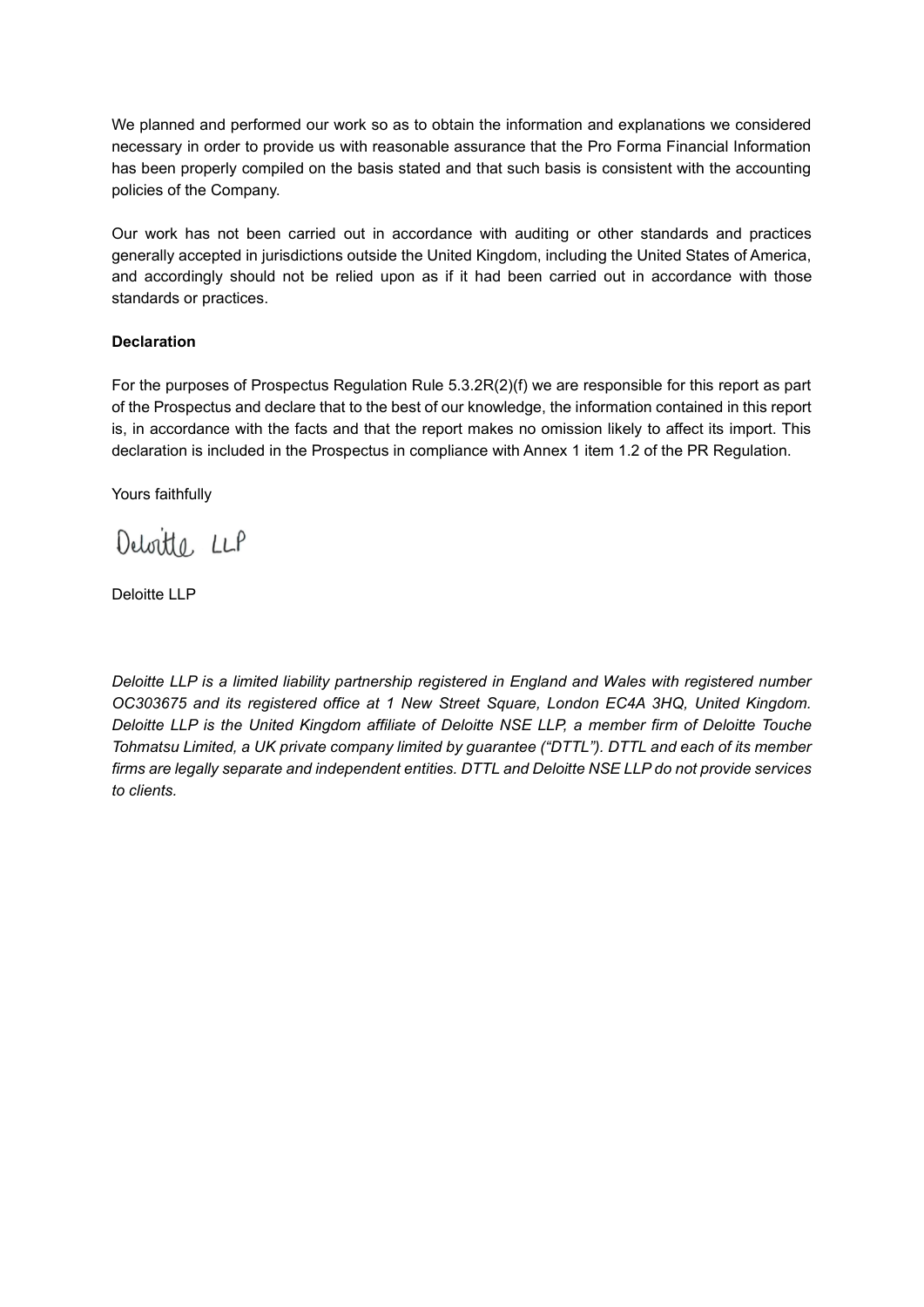We planned and performed our work so as to obtain the information and explanations we considered necessary in order to provide us with reasonable assurance that the Pro Forma Financial Information has been properly compiled on the basis stated and that such basis is consistent with the accounting policies of the Company.

Our work has not been carried out in accordance with auditing or other standards and practices generally accepted in jurisdictions outside the United Kingdom, including the United States of America, and accordingly should not be relied upon as if it had been carried out in accordance with those standards or practices.

**Declaration**

For the purposes of Prospectus Regulation Rule 5.3.2R(2)(f) we are responsible for this report as part of the Prospectus and declare that to the best of our knowledge, the information contained in this report is, in accordance with the facts and that the report makes no omission likely to affect its import. This declaration is included in the Prospectus in compliance with Annex 1 item 1.2 of the PR Regulation.

Yours faithfully

Deloitte LLP

Deloitte LLP

*Deloitte LLP is a limited liability partnership registered in England and Wales with registered number OC303675 and its registered office at 1 New Street Square, London EC4A 3HQ, United Kingdom. Deloitte LLP is the United Kingdom affiliate of Deloitte NSE LLP, a member firm of Deloitte Touche Tohmatsu Limited, a UK private company limited by guarantee ("DTTL"). DTTL and each of its member firms are legally separate and independent entities. DTTL and Deloitte NSE LLP do not provide services to clients.*